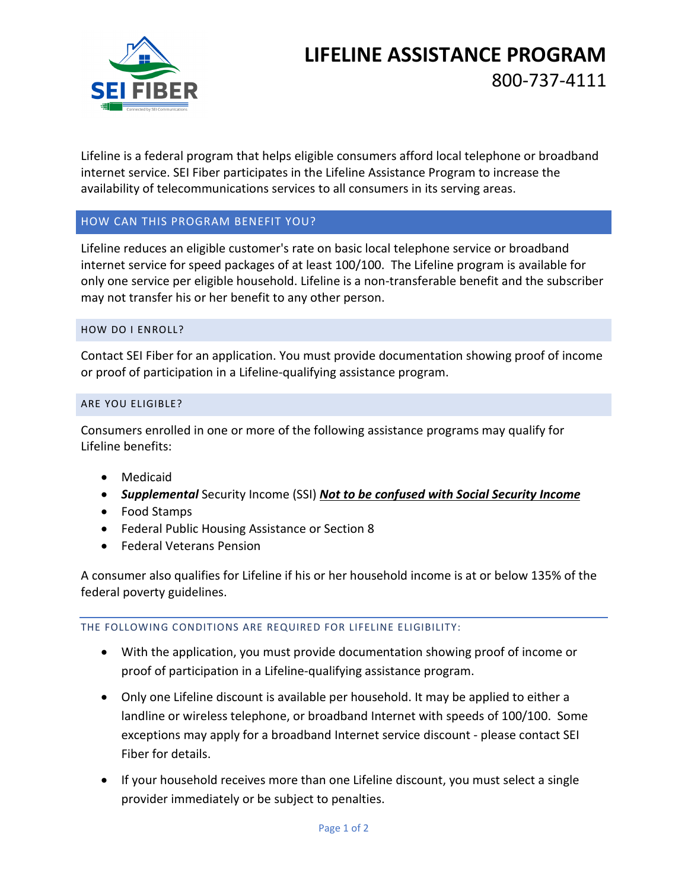# LIFELINE ASSISTANCE PROGRAM

800-737-4111

Lifeline is a federal program that helps eligible consumers afford local telephone or broadband internet service. SEI Fiber participates in the Lifeline Assistance Program to increase the availability of telecommunications services to all consumers in its serving areas.

## HOW CAN THIS PROGRAM BENEFIT YOU?

Lifeline reduces an eligible customer's rate on basic local telephone service or broadband internet service for speed packages of at least 100/100. The Lifeline program is available for only one service per eligible household. Lifeline is a non-transferable benefit and the subscriber may not transfer his or her benefit to any other person.

### HOW DO I ENROLL?

Contact SEI Fiber for an application. You must provide documentation showing proof of income or proof of participation in a Lifeline-qualifying assistance program.

### ARE YOU ELIGIBLE?

Consumers enrolled in one or more of the following assistance programs may qualify for Lifeline benefits:

- Medicaid
- ***Supplemental*** Security Income (SSI) ***<u>Not to be confused with Social Security Income</u>***
- Food Stamps
- Federal Public Housing Assistance or Section 8
- Federal Veterans Pension

A consumer also qualifies for Lifeline if his or her household income is at or below 135% of the federal poverty guidelines.

### THE FOLLOWING CONDITIONS ARE REQUIRED FOR LIFELINE ELIGIBILITY:

- With the application, you must provide documentation showing proof of income or proof of participation in a Lifeline-qualifying assistance program.
- Only one Lifeline discount is available per household. It may be applied to either a landline or wireless telephone, or broadband Internet with speeds of 100/100. Some exceptions may apply for a broadband Internet service discount - please contact SEI Fiber for details.
- If your household receives more than one Lifeline discount, you must select a single provider immediately or be subject to penalties.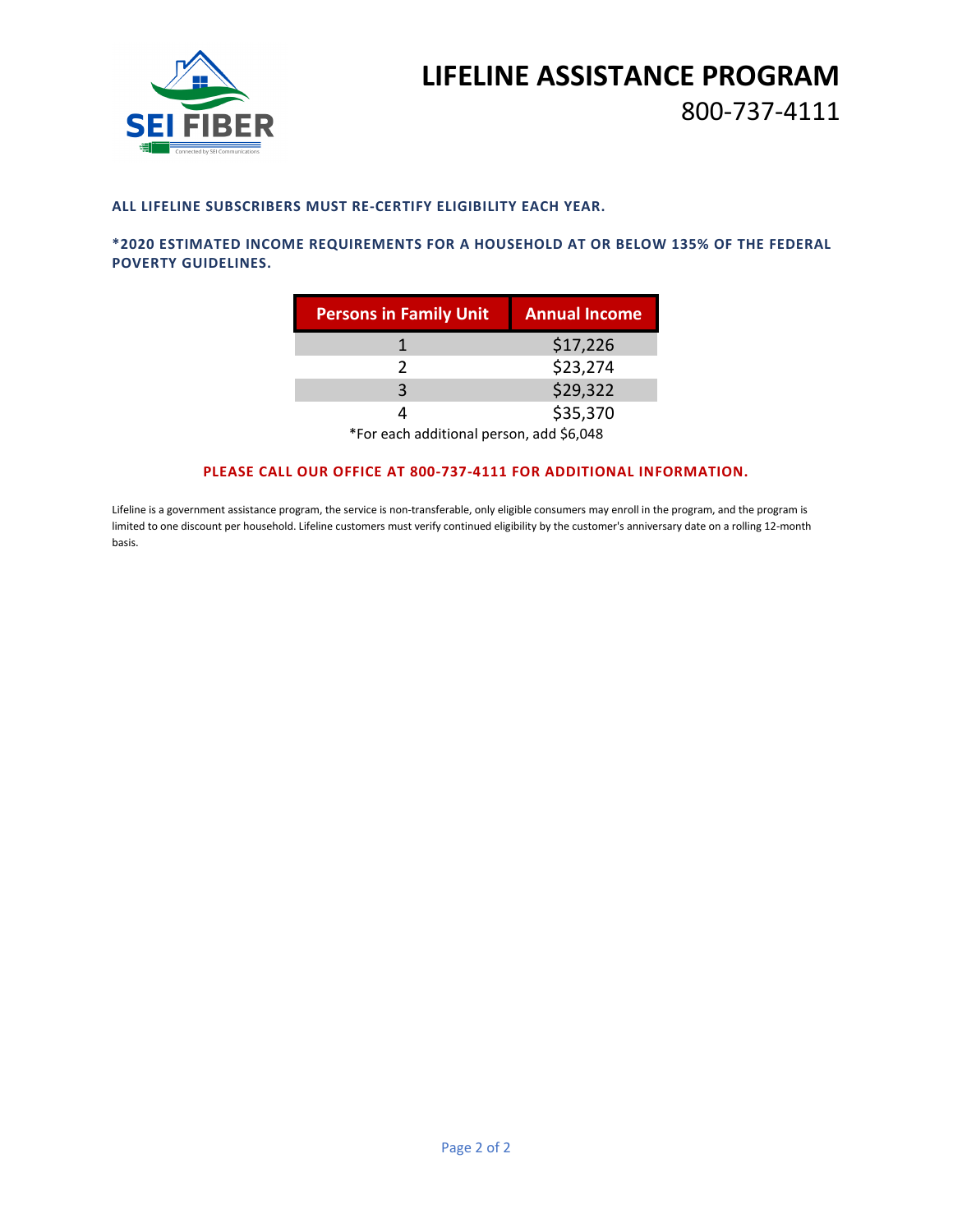# LIFELINE ASSISTANCE PROGRAM

800-737-4111

**ALL LIFELINE SUBSCRIBERS MUST RE-CERTIFY ELIGIBILITY EACH YEAR.**

**\*2020 ESTIMATED INCOME REQUIREMENTS FOR A HOUSEHOLD AT OR BELOW 135% OF THE FEDERAL POVERTY GUIDELINES.**

| Persons in Family Unit | Annual Income |
|---|---|
| 1 | $17,226 |
| 2 | $23,274 |
| 3 | $29,322 |
| 4 | $35,370 |

*For each additional person, add $6,048

**PLEASE CALL OUR OFFICE AT 800-737-4111 FOR ADDITIONAL INFORMATION.**

Lifeline is a government assistance program, the service is non-transferable, only eligible consumers may enroll in the program, and the program is limited to one discount per household. Lifeline customers must verify continued eligibility by the customer's anniversary date on a rolling 12-month basis.